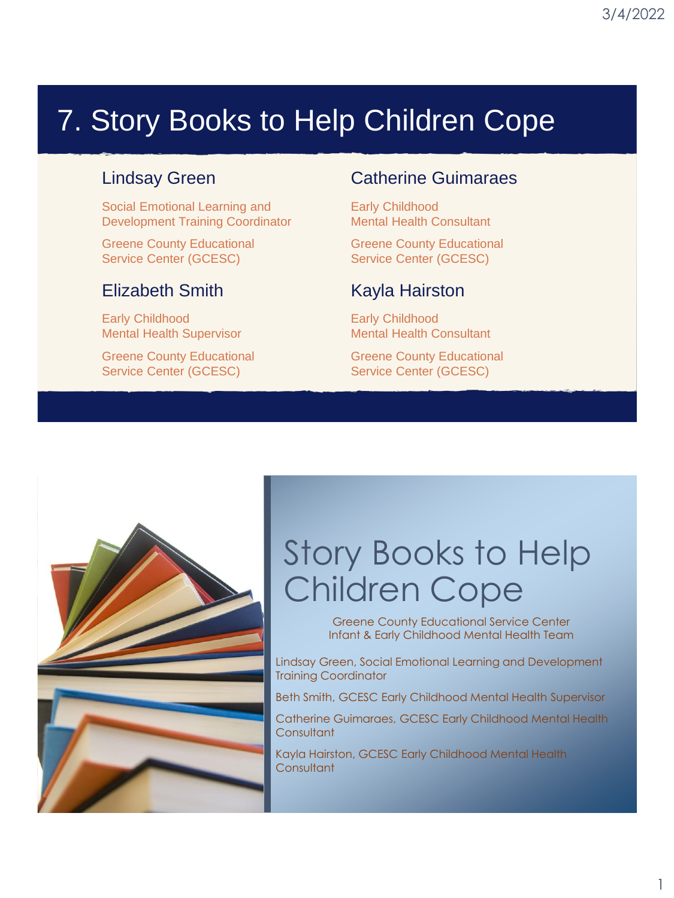# 7. Story Books to Help Children Cope

### Lindsay Green

Social Emotional Learning and Development Training Coordinator

Greene County Educational Service Center (GCESC)

### Catherine Guimaraes

Early Childhood Mental Health Consultant

Greene County Educational Service Center (GCESC)

### Elizabeth Smith

Early Childhood Mental Health Supervisor

Greene County Educational Service Center (GCESC)

### Kayla Hairston

Early Childhood Mental Health Consultant

Greene County Educational Service Center (GCESC)

---

# Story Books to Help Children Cope

Greene County Educational Service Center
Infant & Early Childhood Mental Health Team

Lindsay Green, Social Emotional Learning and Development Training Coordinator

Beth Smith, GCESC Early Childhood Mental Health Supervisor

Catherine Guimaraes, GCESC Early Childhood Mental Health Consultant

Kayla Hairston, GCESC Early Childhood Mental Health Consultant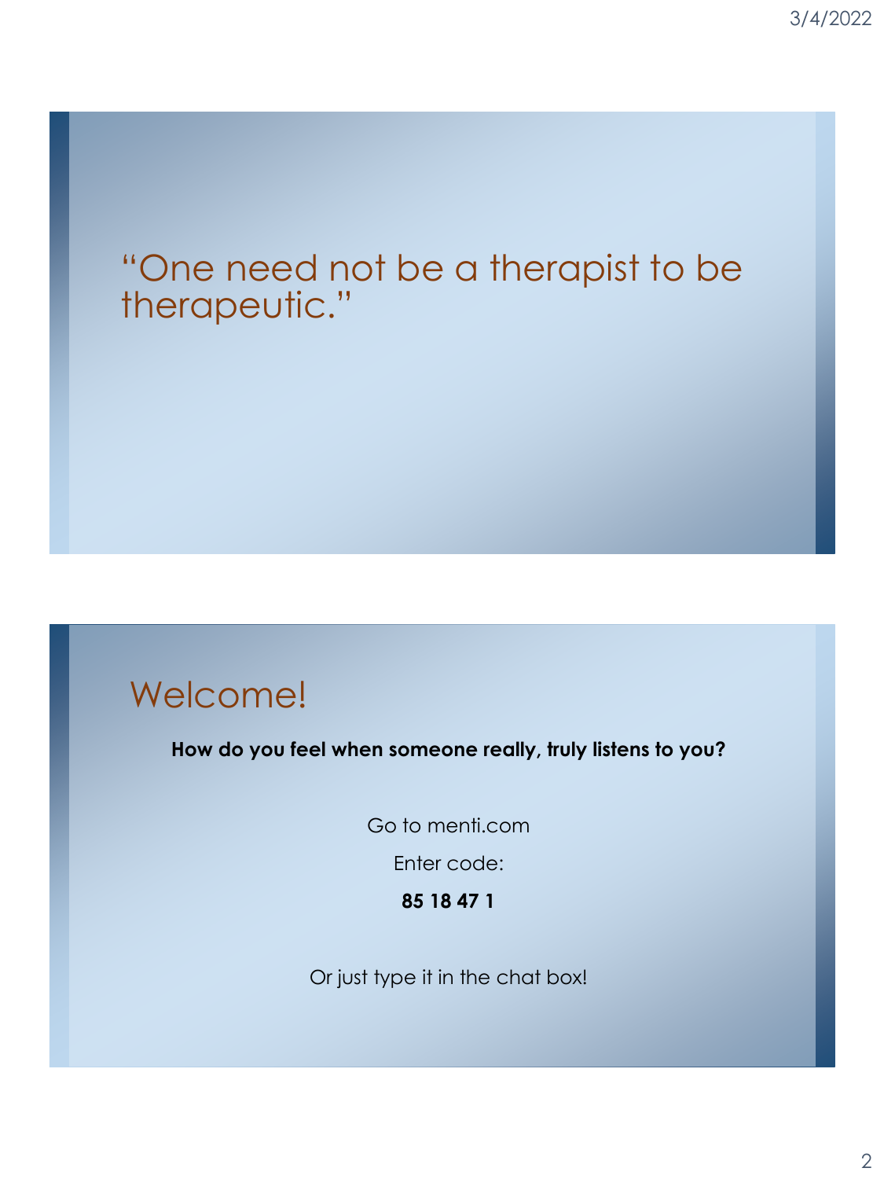“One need not be a therapist to be therapeutic.”

## Welcome!

**How do you feel when someone really, truly listens to you?**

Go to menti.com

Enter code:

**85 18 47 1**

Or just type it in the chat box!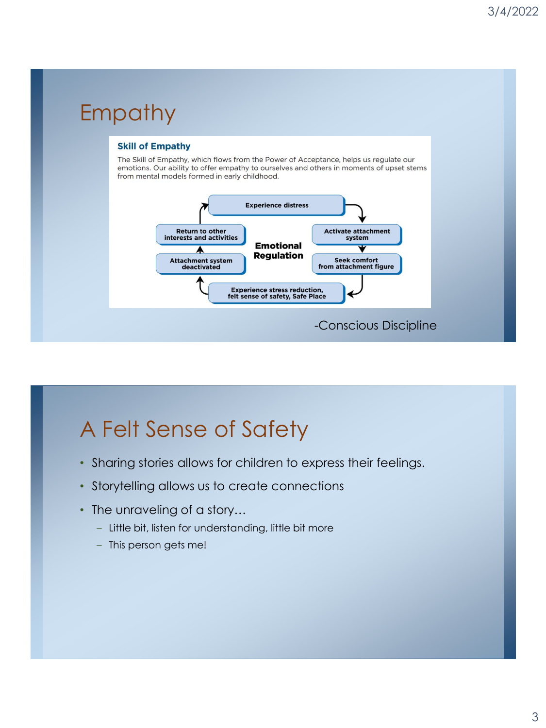# Empathy

### Skill of Empathy

The Skill of Empathy, which flows from the Power of Acceptance, helps us regulate our emotions. Our ability to offer empathy to ourselves and others in moments of upset stems from mental models formed in early childhood.

**Emotional Regulation**

- Experience distress
- Activate attachment system
- Seek comfort from attachment figure
- Experience stress reduction, felt sense of safety, Safe Place
- Attachment system deactivated
- Return to other interests and activities

-Conscious Discipline

# A Felt Sense of Safety

- Sharing stories allows for children to express their feelings.
- Storytelling allows us to create connections
- The unraveling of a story…
  - Little bit, listen for understanding, little bit more
  - This person gets me!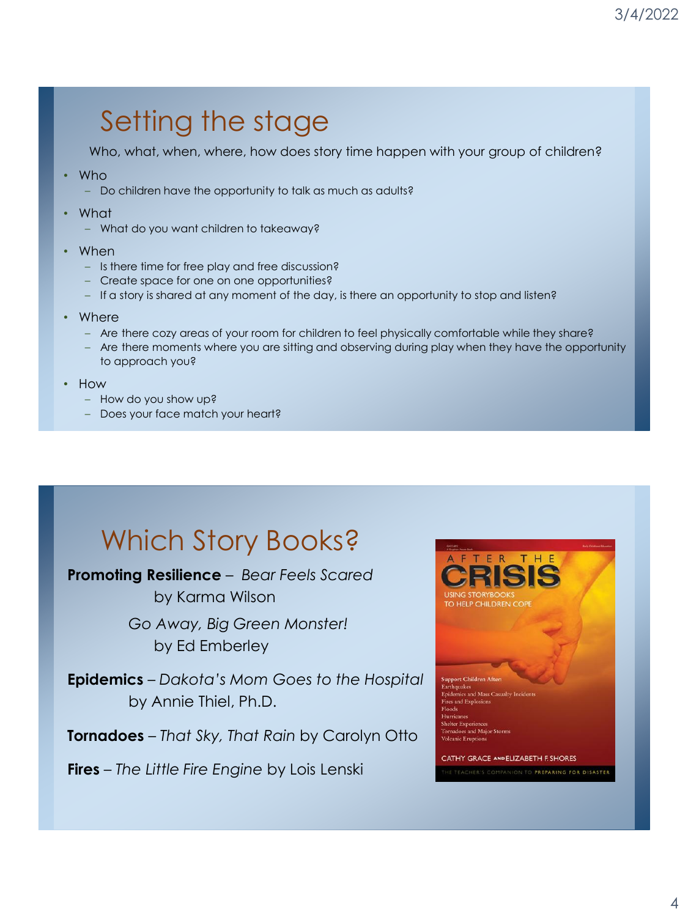# Setting the stage

Who, what, when, where, how does story time happen with your group of children?

- Who
  - Do children have the opportunity to talk as much as adults?
- What
  - What do you want children to takeaway?
- When
  - Is there time for free play and free discussion?
  - Create space for one on one opportunities?
  - If a story is shared at any moment of the day, is there an opportunity to stop and listen?
- Where
  - Are there cozy areas of your room for children to feel physically comfortable while they share?
  - Are there moments where you are sitting and observing during play when they have the opportunity to approach you?
- How
  - How do you show up?
  - Does your face match your heart?

# Which Story Books?

**Promoting Resilience** – *Bear Feels Scared* by Karma Wilson

*Go Away, Big Green Monster!* by Ed Emberley

**Epidemics** – *Dakota's Mom Goes to the Hospital* by Annie Thiel, Ph.D.

**Tornadoes** – *That Sky, That Rain* by Carolyn Otto

**Fires** – *The Little Fire Engine* by Lois Lenski

AFTER THE CRISIS

USING STORYBOOKS TO HELP CHILDREN COPE

Support Children After:
Earthquakes
Epidemics and Mass Casualty Incidents
Fires and Explosions
Floods
Hurricanes
Shelter Experiences
Tornadoes and Major Storms
Volcanic Eruptions

CATHY GRACE AND ELIZABETH F. SHORES

THE TEACHER'S COMPANION TO PREPARING FOR DISASTER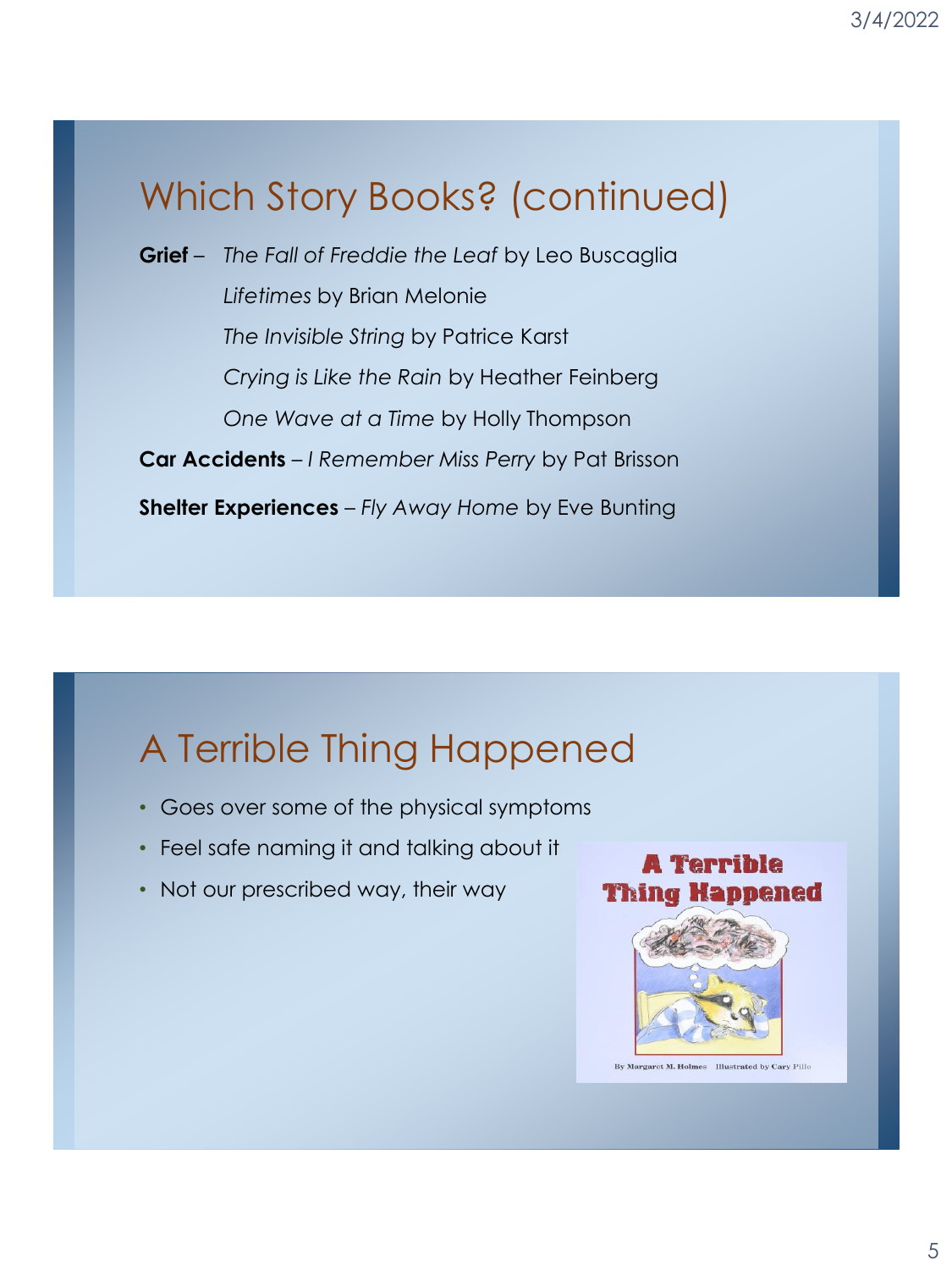## Which Story Books? (continued)

**Grief** – *The Fall of Freddie the Leaf* by Leo Buscaglia

*Lifetimes* by Brian Melonie

*The Invisible String* by Patrice Karst

*Crying is Like the Rain* by Heather Feinberg

*One Wave at a Time* by Holly Thompson

**Car Accidents** – *I Remember Miss Perry* by Pat Brisson

**Shelter Experiences** – *Fly Away Home* by Eve Bunting

## A Terrible Thing Happened

- Goes over some of the physical symptoms
- Feel safe naming it and talking about it
- Not our prescribed way, their way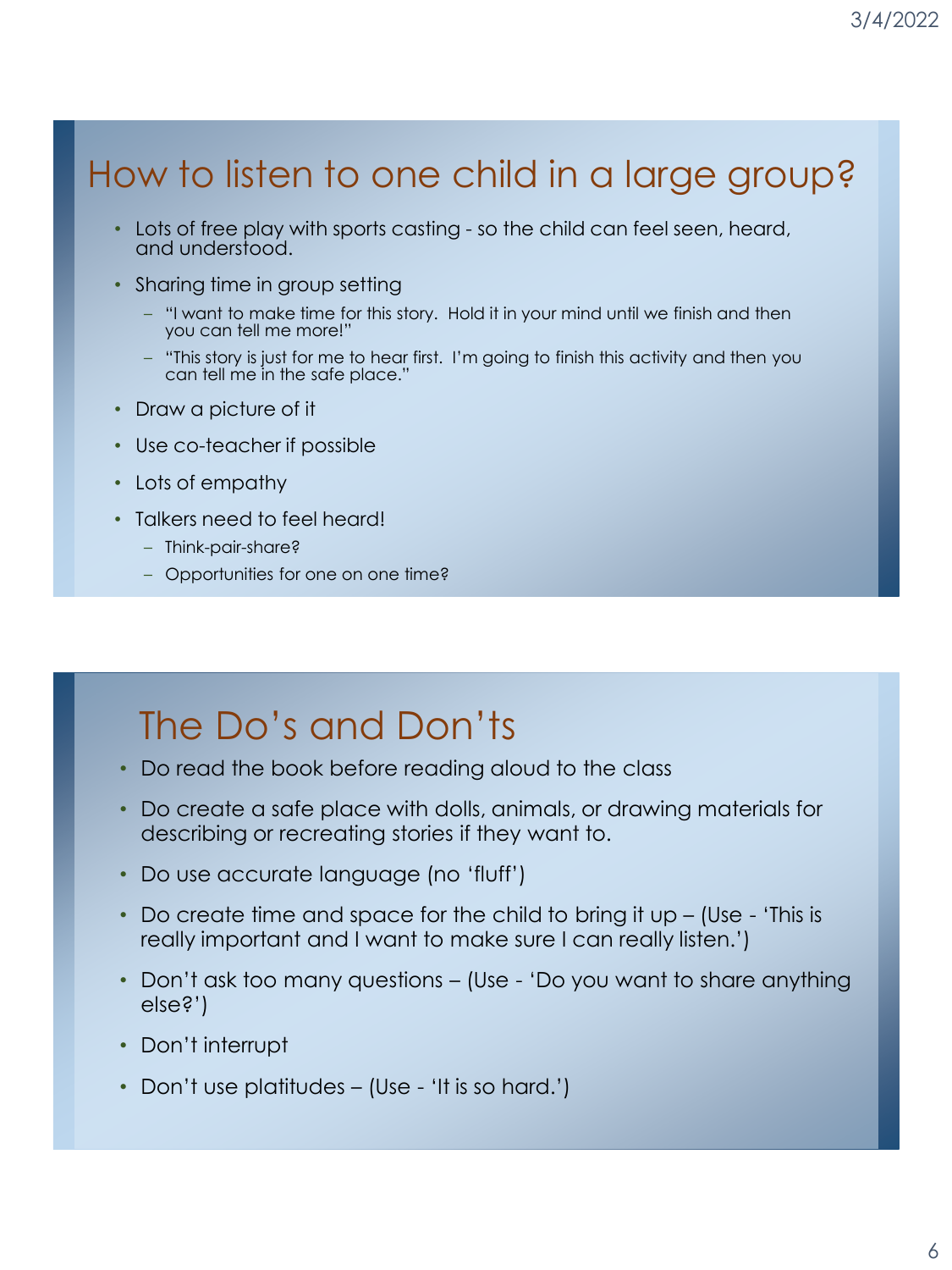## How to listen to one child in a large group?

- Lots of free play with sports casting - so the child can feel seen, heard, and understood.
- Sharing time in group setting
  - "I want to make time for this story. Hold it in your mind until we finish and then you can tell me more!"
  - "This story is just for me to hear first. I'm going to finish this activity and then you can tell me in the safe place."
- Draw a picture of it
- Use co-teacher if possible
- Lots of empathy
- Talkers need to feel heard!
  - Think-pair-share?
  - Opportunities for one on one time?

## The Do's and Don'ts

- Do read the book before reading aloud to the class
- Do create a safe place with dolls, animals, or drawing materials for describing or recreating stories if they want to.
- Do use accurate language (no 'fluff')
- Do create time and space for the child to bring it up – (Use - 'This is really important and I want to make sure I can really listen.')
- Don't ask too many questions – (Use - 'Do you want to share anything else?')
- Don't interrupt
- Don't use platitudes – (Use - 'It is so hard.')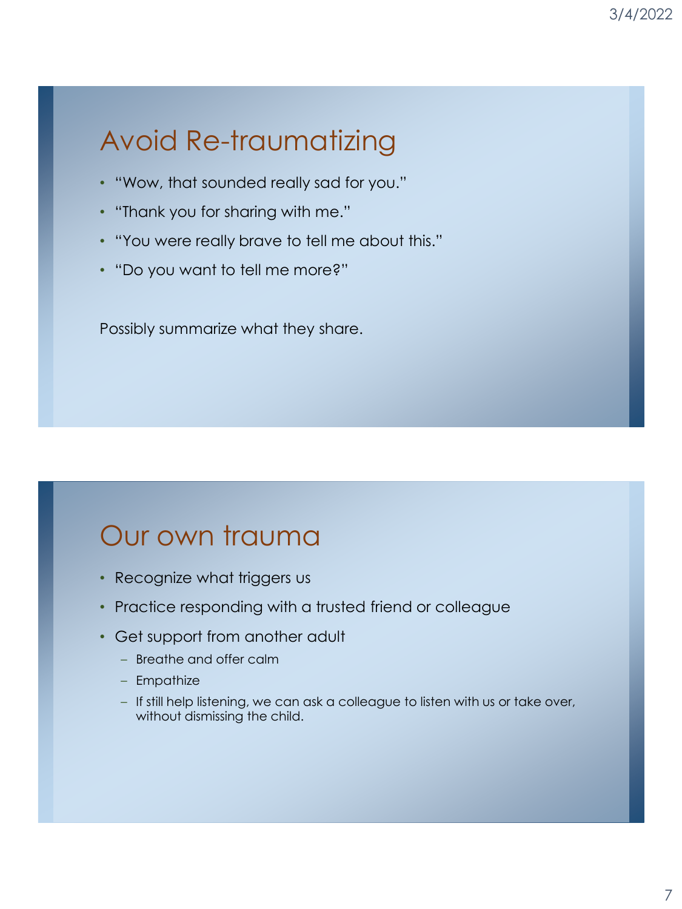## Avoid Re-traumatizing

- "Wow, that sounded really sad for you."
- "Thank you for sharing with me."
- "You were really brave to tell me about this."
- "Do you want to tell me more?"

Possibly summarize what they share.

## Our own trauma

- Recognize what triggers us
- Practice responding with a trusted friend or colleague
- Get support from another adult
  - Breathe and offer calm
  - Empathize
  - If still help listening, we can ask a colleague to listen with us or take over, without dismissing the child.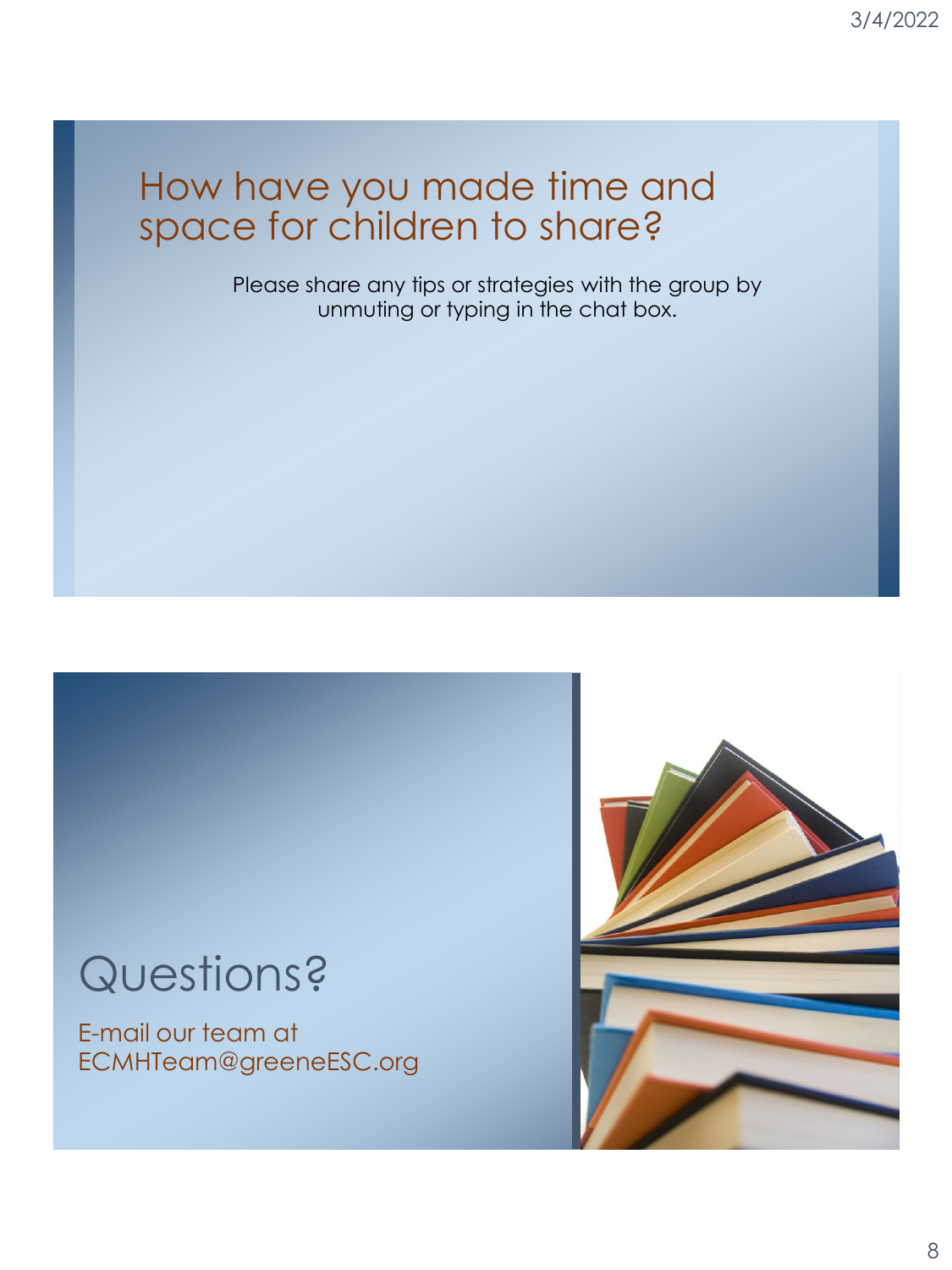## How have you made time and space for children to share?

Please share any tips or strategies with the group by unmuting or typing in the chat box.

## Questions?

E-mail our team at ECMHTeam@greeneESC.org